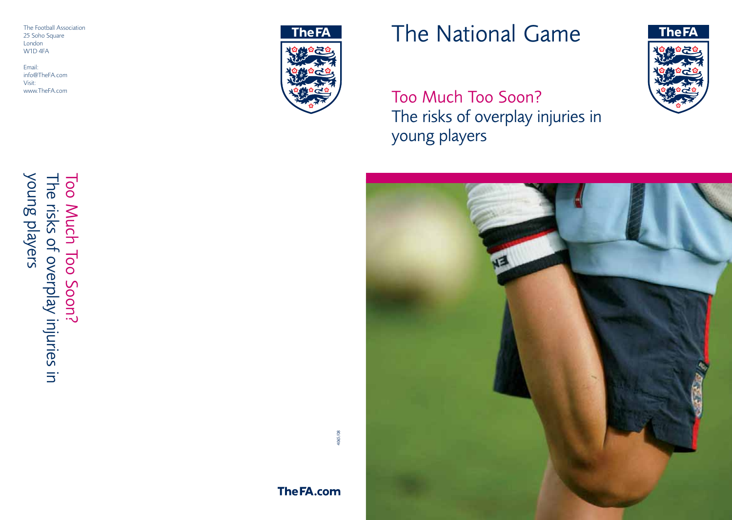The Football Association
25 Soho Square
London
W1D 4FA

Email:
info@TheFA.com
Visit:
www.TheFA.com

Too Much Too Soon?
The risks of overplay injuries in young players

4065/08

TheFA.com

# The National Game

## Too Much Too Soon?
## The risks of overplay injuries in young players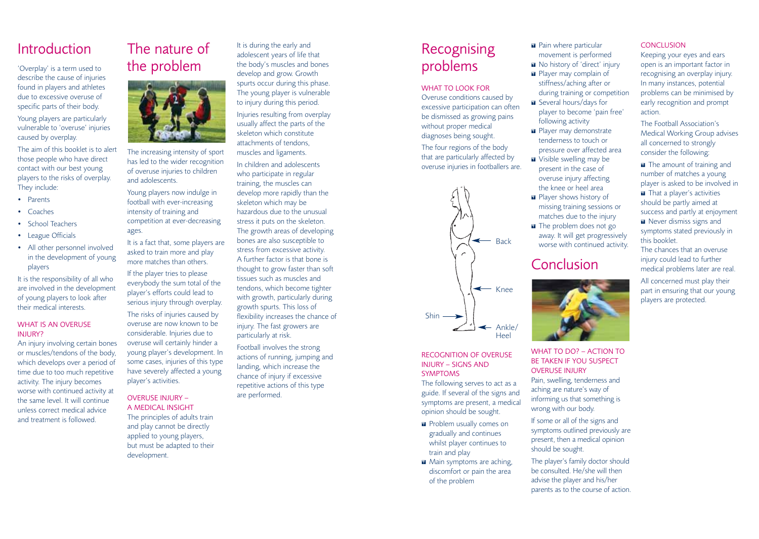# Introduction

'Overplay' is a term used to describe the cause of injuries found in players and athletes due to excessive overuse of specific parts of their body.

Young players are particularly vulnerable to 'overuse' injuries caused by overplay.

The aim of this booklet is to alert those people who have direct contact with our best young players to the risks of overplay. They include:

- Parents
- Coaches
- School Teachers
- League Officials
- All other personnel involved in the development of young players

It is the responsibility of all who are involved in the development of young players to look after their medical interests.

### WHAT IS AN OVERUSE INJURY?

An injury involving certain bones or muscles/tendons of the body, which develops over a period of time due to too much repetitive activity. The injury becomes worse with continued activity at the same level. It will continue unless correct medical advice and treatment is followed.

# The nature of the problem

The increasing intensity of sport has led to the wider recognition of overuse injuries to children and adolescents.

Young players now indulge in football with ever-increasing intensity of training and competition at ever-decreasing ages.

It is a fact that, some players are asked to train more and play more matches than others.

If the player tries to please everybody the sum total of the player's efforts could lead to serious injury through overplay.

The risks of injuries caused by overuse are now known to be considerable. Injuries due to overuse will certainly hinder a young player's development. In some cases, injuries of this type have severely affected a young player's activities.

### OVERUSE INJURY – A MEDICAL INSIGHT

The principles of adults train and play cannot be directly applied to young players, but must be adapted to their development.

It is during the early and adolescent years of life that the body's muscles and bones develop and grow. Growth spurts occur during this phase. The young player is vulnerable to injury during this period.

Injuries resulting from overplay usually affect the parts of the skeleton which constitute attachments of tendons, muscles and ligaments.

In children and adolescents who participate in regular training, the muscles can develop more rapidly than the skeleton which may be hazardous due to the unusual stress it puts on the skeleton. The growth areas of developing bones are also susceptible to stress from excessive activity. A further factor is that bone is thought to grow faster than soft tissues such as muscles and tendons, which become tighter with growth, particularly during growth spurts. This loss of flexibility increases the chance of injury. The fast growers are particularly at risk.

Football involves the strong actions of running, jumping and landing, which increase the chance of injury if excessive repetitive actions of this type are performed.

# Recognising problems

### WHAT TO LOOK FOR

Overuse conditions caused by excessive participation can often be dismissed as growing pains without proper medical diagnoses being sought.

The four regions of the body that are particularly affected by overuse injuries in footballers are.

Back
Knee
Shin
Ankle/Heel

### RECOGNITION OF OVERUSE INJURY – SIGNS AND SYMPTOMS

The following serves to act as a guide. If several of the signs and symptoms are present, a medical opinion should be sought.

- Problem usually comes on gradually and continues whilst player continues to train and play
- Main symptoms are aching, discomfort or pain the area of the problem
- Pain where particular movement is performed
- No history of 'direct' injury
- Player may complain of stiffness/aching after or during training or competition
- Several hours/days for player to become 'pain free' following activity
- Player may demonstrate tenderness to touch or pressure over affected area
- Visible swelling may be present in the case of overuse injury affecting the knee or heel area
- Player shows history of missing training sessions or matches due to the injury
- The problem does not go away. It will get progressively worse with continued activity.

# Conclusion

### WHAT TO DO? – ACTION TO BE TAKEN IF YOU SUSPECT OVERUSE INJURY

Pain, swelling, tenderness and aching are nature's way of informing us that something is wrong with our body.

If some or all of the signs and symptoms outlined previously are present, then a medical opinion should be sought.

The player's family doctor should be consulted. He/she will then advise the player and his/her parents as to the course of action.

### CONCLUSION

Keeping your eyes and ears open is an important factor in recognising an overplay injury. In many instances, potential problems can be minimised by early recognition and prompt action.

The Football Association's Medical Working Group advises all concerned to strongly consider the following:

- The amount of training and number of matches a young player is asked to be involved in
- That a player's activities should be partly aimed at success and partly at enjoyment
- Never dismiss signs and symptoms stated previously in this booklet.

The chances that an overuse injury could lead to further medical problems later are real.

All concerned must play their part in ensuring that our young players are protected.